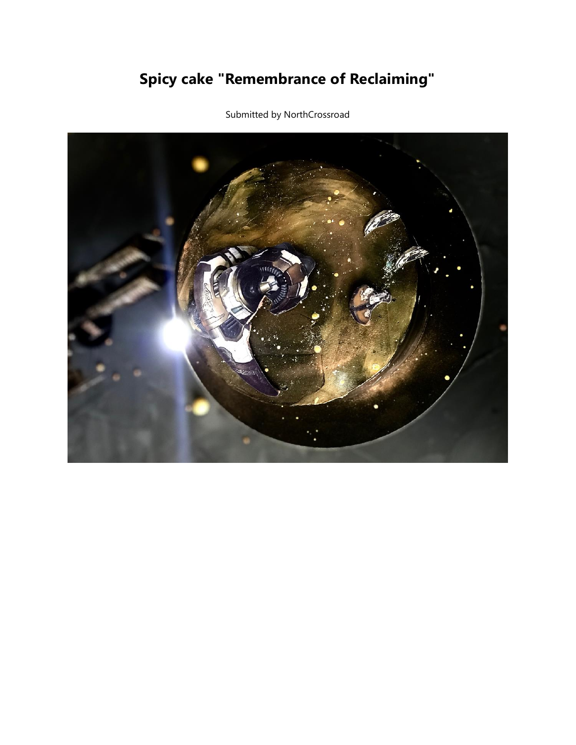# Spicy cake "Remembrance of Reclaiming"

Submitted by NorthCrossroad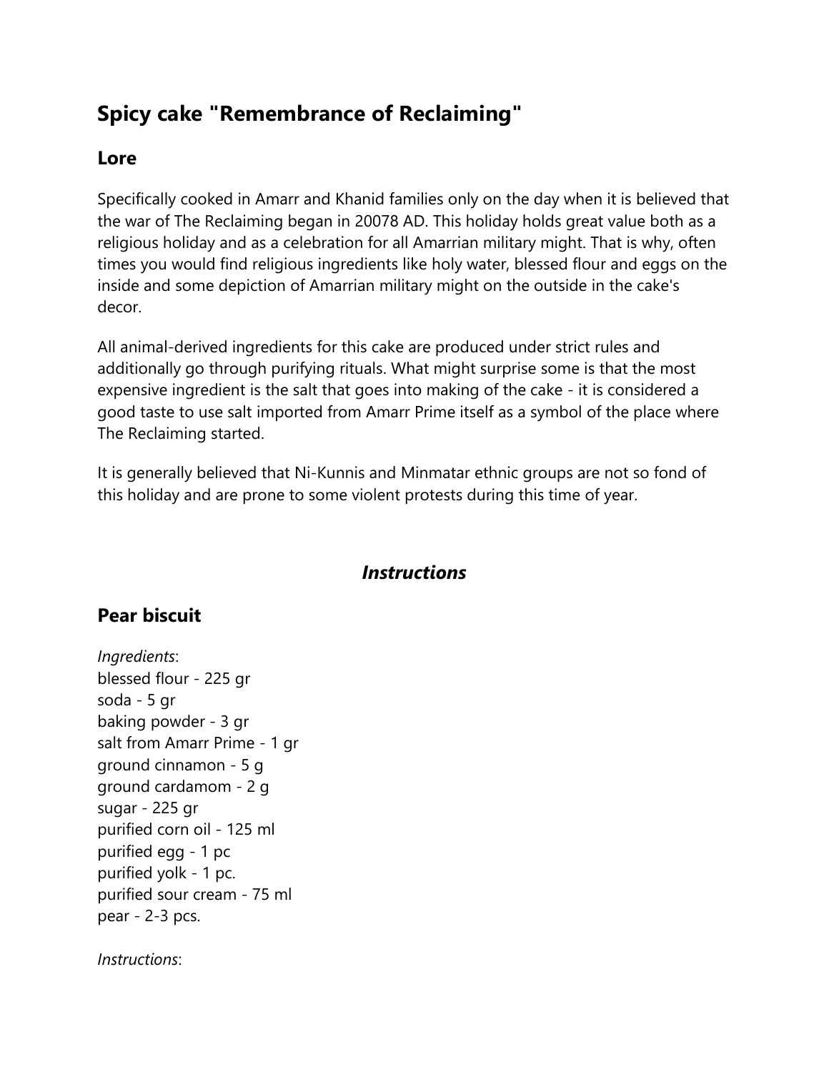## Spicy cake "Remembrance of Reclaiming"

### Lore

Specifically cooked in Amarr and Khanid families only on the day when it is believed that the war of The Reclaiming began in 20078 AD. This holiday holds great value both as a religious holiday and as a celebration for all Amarrian military might. That is why, often times you would find religious ingredients like holy water, blessed flour and eggs on the inside and some depiction of Amarrian military might on the outside in the cake's decor.

All animal-derived ingredients for this cake are produced under strict rules and additionally go through purifying rituals. What might surprise some is that the most expensive ingredient is the salt that goes into making of the cake - it is considered a good taste to use salt imported from Amarr Prime itself as a symbol of the place where The Reclaiming started.

It is generally believed that Ni-Kunnis and Minmatar ethnic groups are not so fond of this holiday and are prone to some violent protests during this time of year.

### *Instructions*

### Pear biscuit

*Ingredients*:
blessed flour - 225 gr
soda - 5 gr
baking powder - 3 gr
salt from Amarr Prime - 1 gr
ground cinnamon - 5 g
ground cardamom - 2 g
sugar - 225 gr
purified corn oil - 125 ml
purified egg - 1 pc
purified yolk - 1 pc.
purified sour cream - 75 ml
pear - 2-3 pcs.

*Instructions*: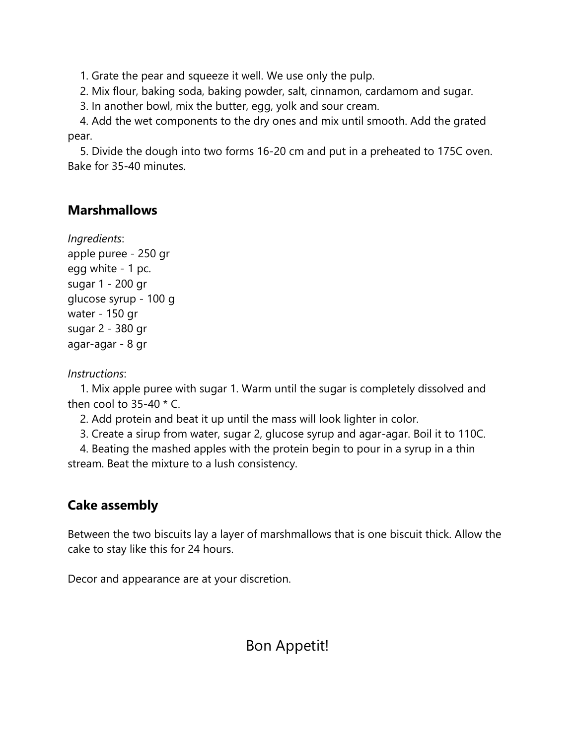1. Grate the pear and squeeze it well. We use only the pulp.
2. Mix flour, baking soda, baking powder, salt, cinnamon, cardamom and sugar.
3. In another bowl, mix the butter, egg, yolk and sour cream.
4. Add the wet components to the dry ones and mix until smooth. Add the grated pear.
5. Divide the dough into two forms 16-20 cm and put in a preheated to 175C oven. Bake for 35-40 minutes.

## Marshmallows

*Ingredients*:
apple puree - 250 gr
egg white - 1 pc.
sugar 1 - 200 gr
glucose syrup - 100 g
water - 150 gr
sugar 2 - 380 gr
agar-agar - 8 gr

*Instructions*:

1. Mix apple puree with sugar 1. Warm until the sugar is completely dissolved and then cool to 35-40 * C.
2. Add protein and beat it up until the mass will look lighter in color.
3. Create a sirup from water, sugar 2, glucose syrup and agar-agar. Boil it to 110C.
4. Beating the mashed apples with the protein begin to pour in a syrup in a thin stream. Beat the mixture to a lush consistency.

## Cake assembly

Between the two biscuits lay a layer of marshmallows that is one biscuit thick. Allow the cake to stay like this for 24 hours.

Decor and appearance are at your discretion.

Bon Appetit!